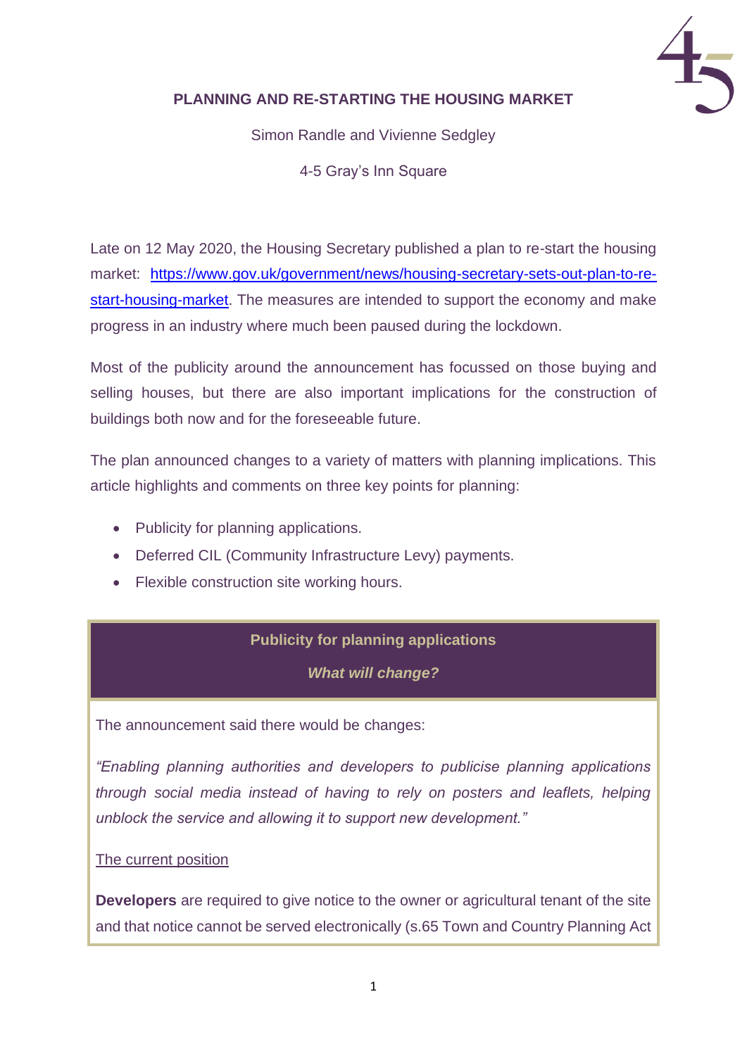# PLANNING AND RE-STARTING THE HOUSING MARKET

Simon Randle and Vivienne Sedgley

4-5 Gray's Inn Square

Late on 12 May 2020, the Housing Secretary published a plan to re-start the housing market: [https://www.gov.uk/government/news/housing-secretary-sets-out-plan-to-re-start-housing-market](https://www.gov.uk/government/news/housing-secretary-sets-out-plan-to-re-start-housing-market). The measures are intended to support the economy and make progress in an industry where much been paused during the lockdown.

Most of the publicity around the announcement has focussed on those buying and selling houses, but there are also important implications for the construction of buildings both now and for the foreseeable future.

The plan announced changes to a variety of matters with planning implications. This article highlights and comments on three key points for planning:

- Publicity for planning applications.
- Deferred CIL (Community Infrastructure Levy) payments.
- Flexible construction site working hours.

## Publicity for planning applications

### *What will change?*

The announcement said there would be changes:

*"Enabling planning authorities and developers to publicise planning applications through social media instead of having to rely on posters and leaflets, helping unblock the service and allowing it to support new development."*

The current position

**Developers** are required to give notice to the owner or agricultural tenant of the site and that notice cannot be served electronically (s.65 Town and Country Planning Act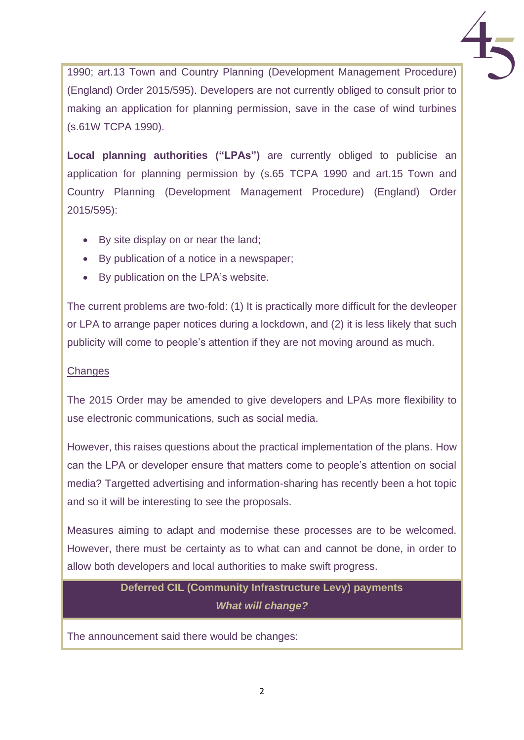1990; art.13 Town and Country Planning (Development Management Procedure) (England) Order 2015/595). Developers are not currently obliged to consult prior to making an application for planning permission, save in the case of wind turbines (s.61W TCPA 1990).

**Local planning authorities ("LPAs")** are currently obliged to publicise an application for planning permission by (s.65 TCPA 1990 and art.15 Town and Country Planning (Development Management Procedure) (England) Order 2015/595):

- By site display on or near the land;
- By publication of a notice in a newspaper;
- By publication on the LPA's website.

The current problems are two-fold: (1) It is practically more difficult for the devleoper or LPA to arrange paper notices during a lockdown, and (2) it is less likely that such publicity will come to people's attention if they are not moving around as much.

<u>Changes</u>

The 2015 Order may be amended to give developers and LPAs more flexibility to use electronic communications, such as social media.

However, this raises questions about the practical implementation of the plans. How can the LPA or developer ensure that matters come to people's attention on social media? Targetted advertising and information-sharing has recently been a hot topic and so it will be interesting to see the proposals.

Measures aiming to adapt and modernise these processes are to be welcomed. However, there must be certainty as to what can and cannot be done, in order to allow both developers and local authorities to make swift progress.

## Deferred CIL (Community Infrastructure Levy) payments

***What will change?***

The announcement said there would be changes: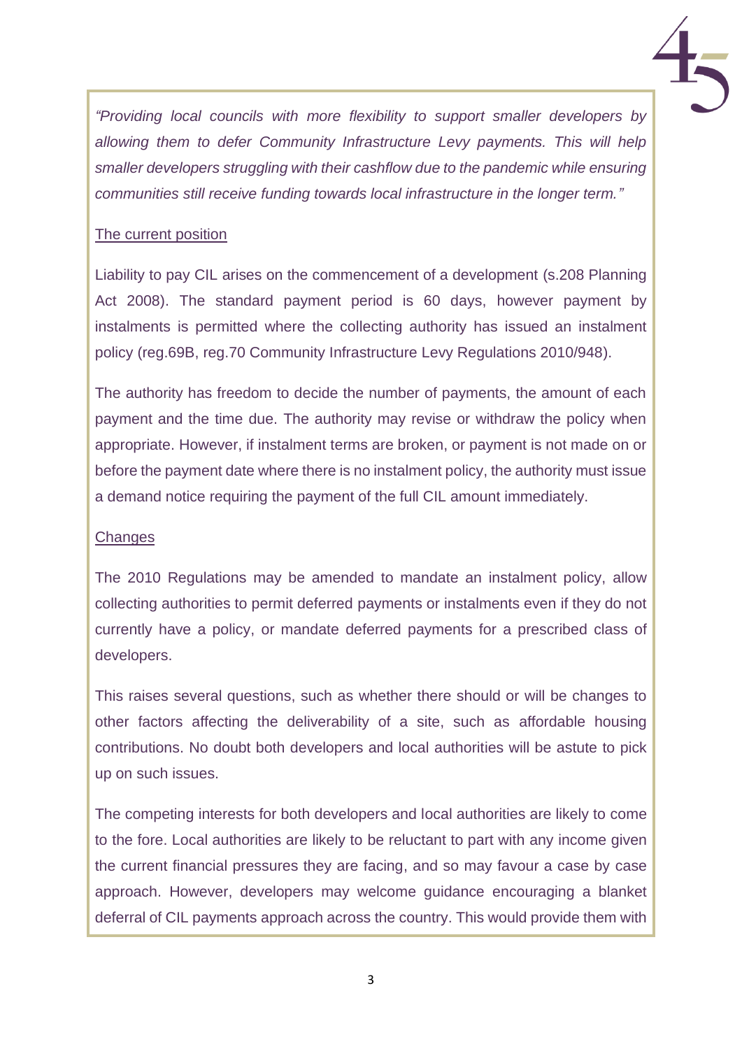*“Providing local councils with more flexibility to support smaller developers by allowing them to defer Community Infrastructure Levy payments. This will help smaller developers struggling with their cashflow due to the pandemic while ensuring communities still receive funding towards local infrastructure in the longer term.”*

## The current position

Liability to pay CIL arises on the commencement of a development (s.208 Planning Act 2008). The standard payment period is 60 days, however payment by instalments is permitted where the collecting authority has issued an instalment policy (reg.69B, reg.70 Community Infrastructure Levy Regulations 2010/948).

The authority has freedom to decide the number of payments, the amount of each payment and the time due. The authority may revise or withdraw the policy when appropriate. However, if instalment terms are broken, or payment is not made on or before the payment date where there is no instalment policy, the authority must issue a demand notice requiring the payment of the full CIL amount immediately.

## Changes

The 2010 Regulations may be amended to mandate an instalment policy, allow collecting authorities to permit deferred payments or instalments even if they do not currently have a policy, or mandate deferred payments for a prescribed class of developers.

This raises several questions, such as whether there should or will be changes to other factors affecting the deliverability of a site, such as affordable housing contributions. No doubt both developers and local authorities will be astute to pick up on such issues.

The competing interests for both developers and local authorities are likely to come to the fore. Local authorities are likely to be reluctant to part with any income given the current financial pressures they are facing, and so may favour a case by case approach. However, developers may welcome guidance encouraging a blanket deferral of CIL payments approach across the country. This would provide them with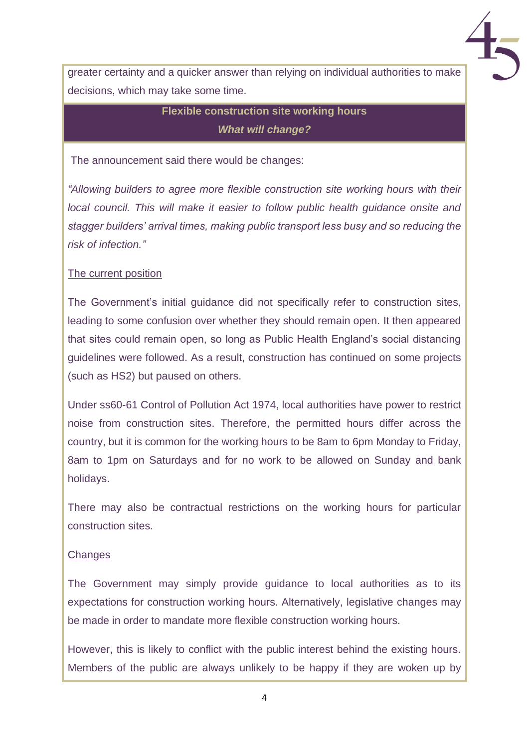greater certainty and a quicker answer than relying on individual authorities to make decisions, which may take some time.

## Flexible construction site working hours

### *What will change?*

The announcement said there would be changes:

*"Allowing builders to agree more flexible construction site working hours with their local council. This will make it easier to follow public health guidance onsite and stagger builders' arrival times, making public transport less busy and so reducing the risk of infection."*

The current position

The Government's initial guidance did not specifically refer to construction sites, leading to some confusion over whether they should remain open. It then appeared that sites could remain open, so long as Public Health England's social distancing guidelines were followed. As a result, construction has continued on some projects (such as HS2) but paused on others.

Under ss60-61 Control of Pollution Act 1974, local authorities have power to restrict noise from construction sites. Therefore, the permitted hours differ across the country, but it is common for the working hours to be 8am to 6pm Monday to Friday, 8am to 1pm on Saturdays and for no work to be allowed on Sunday and bank holidays.

There may also be contractual restrictions on the working hours for particular construction sites.

Changes

The Government may simply provide guidance to local authorities as to its expectations for construction working hours. Alternatively, legislative changes may be made in order to mandate more flexible construction working hours.

However, this is likely to conflict with the public interest behind the existing hours. Members of the public are always unlikely to be happy if they are woken up by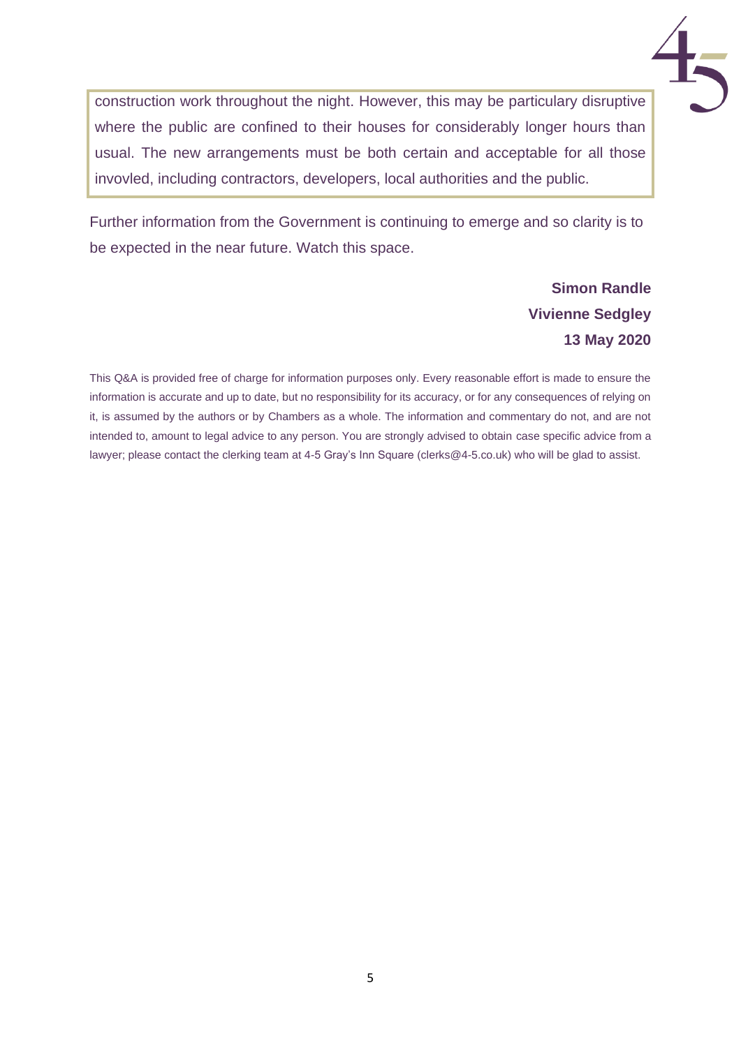> construction work throughout the night. However, this may be particulary disruptive where the public are confined to their houses for considerably longer hours than usual. The new arrangements must be both certain and acceptable for all those invovled, including contractors, developers, local authorities and the public.

Further information from the Government is continuing to emerge and so clarity is to be expected in the near future. Watch this space.

**Simon Randle**
**Vivienne Sedgley**
**13 May 2020**

This Q&A is provided free of charge for information purposes only. Every reasonable effort is made to ensure the information is accurate and up to date, but no responsibility for its accuracy, or for any consequences of relying on it, is assumed by the authors or by Chambers as a whole. The information and commentary do not, and are not intended to, amount to legal advice to any person. You are strongly advised to obtain case specific advice from a lawyer; please contact the clerking team at 4-5 Gray's Inn Square (clerks@4-5.co.uk) who will be glad to assist.